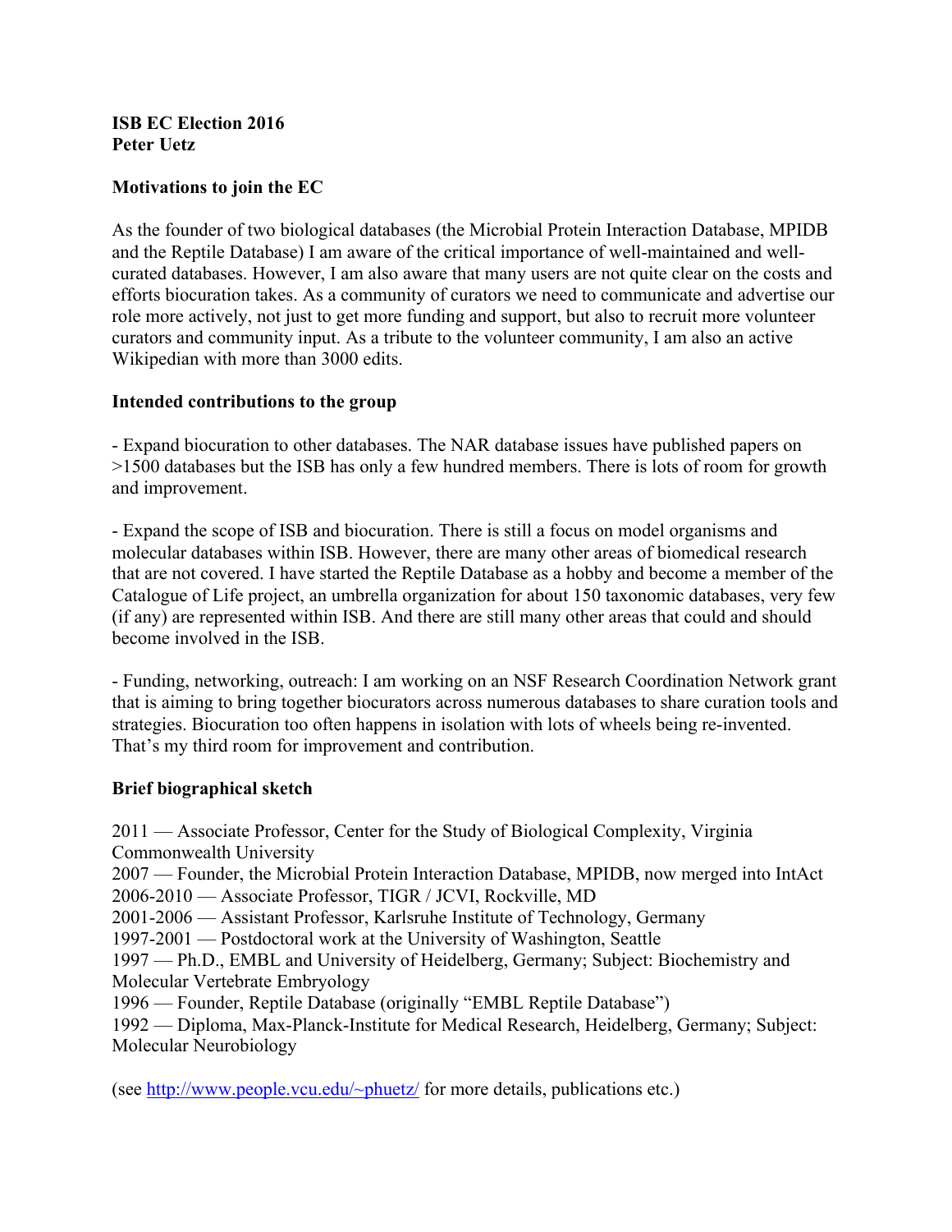**ISB EC Election 2016**
**Peter Uetz**

## Motivations to join the EC

As the founder of two biological databases (the Microbial Protein Interaction Database, MPIDB and the Reptile Database) I am aware of the critical importance of well-maintained and well-curated databases. However, I am also aware that many users are not quite clear on the costs and efforts biocuration takes. As a community of curators we need to communicate and advertise our role more actively, not just to get more funding and support, but also to recruit more volunteer curators and community input. As a tribute to the volunteer community, I am also an active Wikipedian with more than 3000 edits.

## Intended contributions to the group

- Expand biocuration to other databases. The NAR database issues have published papers on >1500 databases but the ISB has only a few hundred members. There is lots of room for growth and improvement.

- Expand the scope of ISB and biocuration. There is still a focus on model organisms and molecular databases within ISB. However, there are many other areas of biomedical research that are not covered. I have started the Reptile Database as a hobby and become a member of the Catalogue of Life project, an umbrella organization for about 150 taxonomic databases, very few (if any) are represented within ISB. And there are still many other areas that could and should become involved in the ISB.

- Funding, networking, outreach: I am working on an NSF Research Coordination Network grant that is aiming to bring together biocurators across numerous databases to share curation tools and strategies. Biocuration too often happens in isolation with lots of wheels being re-invented. That's my third room for improvement and contribution.

## Brief biographical sketch

2011 — Associate Professor, Center for the Study of Biological Complexity, Virginia Commonwealth University
2007 — Founder, the Microbial Protein Interaction Database, MPIDB, now merged into IntAct
2006-2010 — Associate Professor, TIGR / JCVI, Rockville, MD
2001-2006 — Assistant Professor, Karlsruhe Institute of Technology, Germany
1997-2001 — Postdoctoral work at the University of Washington, Seattle
1997 — Ph.D., EMBL and University of Heidelberg, Germany; Subject: Biochemistry and Molecular Vertebrate Embryology
1996 — Founder, Reptile Database (originally "EMBL Reptile Database")
1992 — Diploma, Max-Planck-Institute for Medical Research, Heidelberg, Germany; Subject: Molecular Neurobiology

(see [http://www.people.vcu.edu/~phuetz/](http://www.people.vcu.edu/~phuetz/) for more details, publications etc.)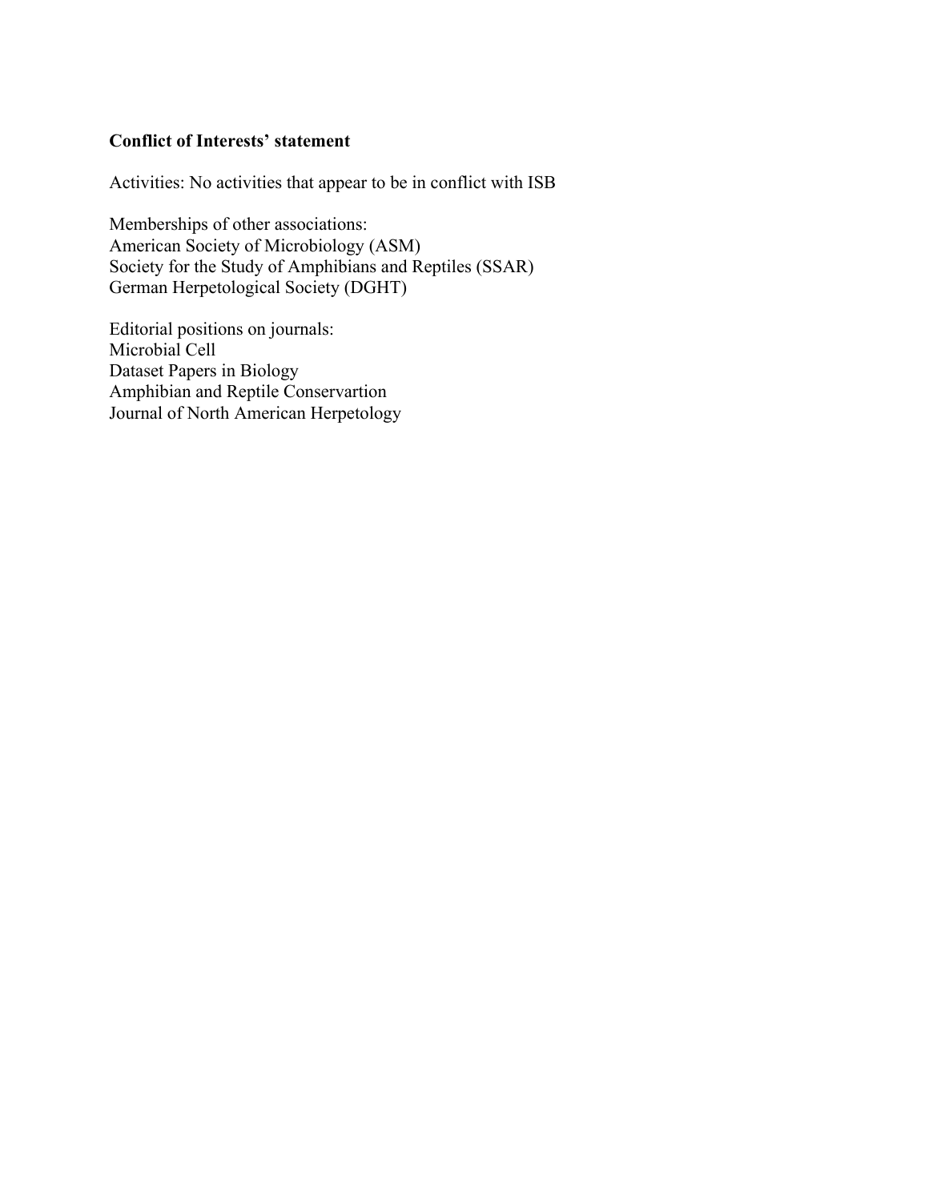**Conflict of Interests' statement**

Activities: No activities that appear to be in conflict with ISB

Memberships of other associations:
American Society of Microbiology (ASM)
Society for the Study of Amphibians and Reptiles (SSAR)
German Herpetological Society (DGHT)

Editorial positions on journals:
Microbial Cell
Dataset Papers in Biology
Amphibian and Reptile Conservartion
Journal of North American Herpetology